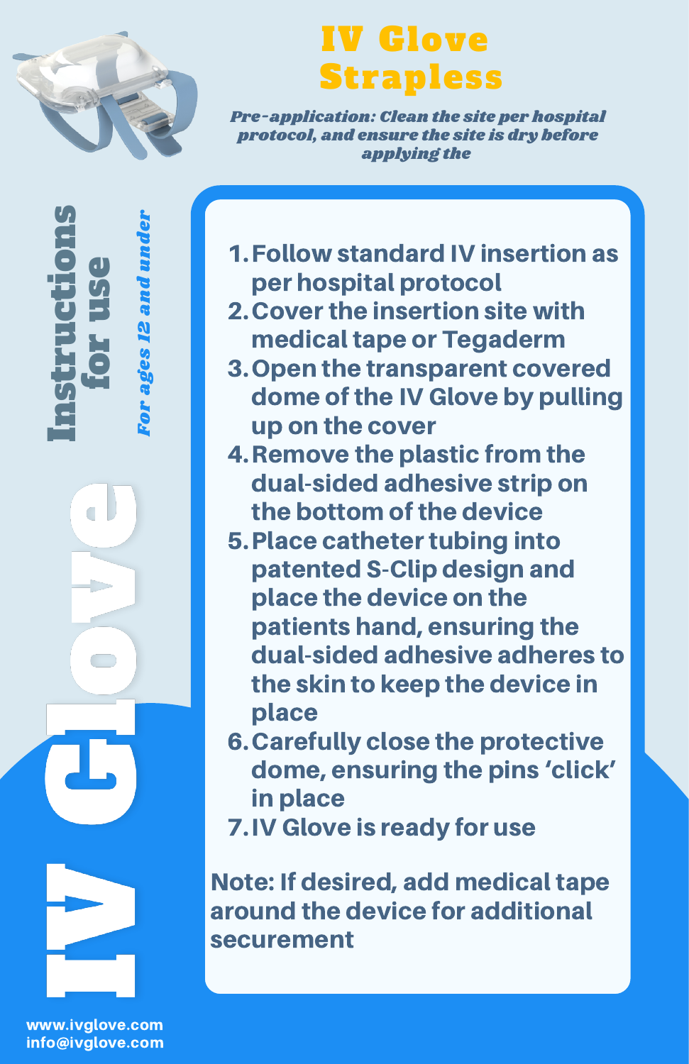# IV Glove Strapless

*Pre-application: Clean the site per hospital protocol, and ensure the site is dry before applying the*

## Instructions for use

*For ages 12 and under*

## IV Glove

1. Follow standard IV insertion as per hospital protocol
2. Cover the insertion site with medical tape or Tegaderm
3. Open the transparent covered dome of the IV Glove by pulling up on the cover
4. Remove the plastic from the dual-sided adhesive strip on the bottom of the device
5. Place catheter tubing into patented S-Clip design and place the device on the patients hand, ensuring the dual-sided adhesive adheres to the skin to keep the device in place
6. Carefully close the protective dome, ensuring the pins 'click' in place
7. IV Glove is ready for use

Note: If desired, add medical tape around the device for additional securement

www.ivglove.com
info@ivglove.com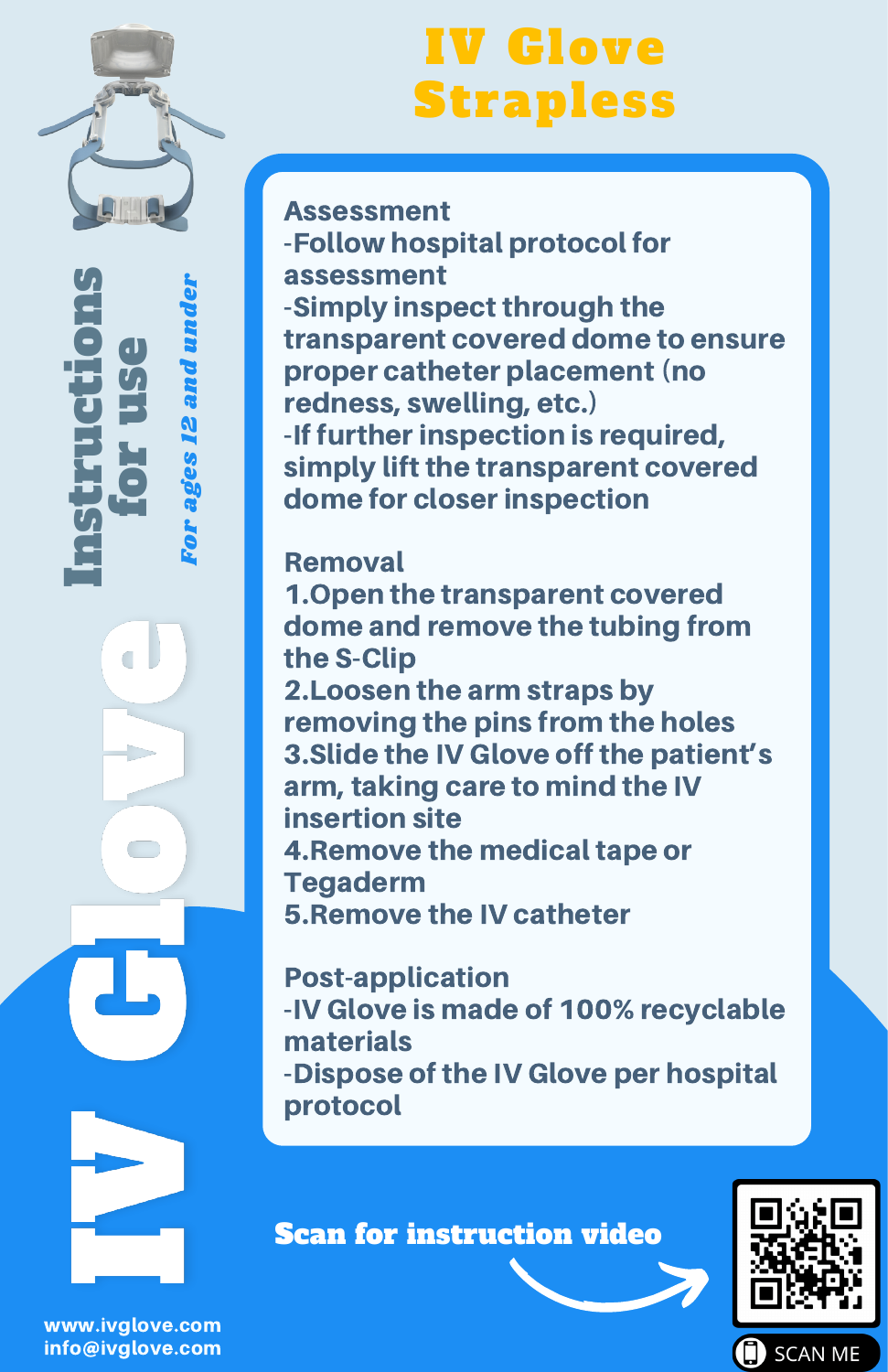# IV Glove Strapless

## Instructions for use

*For ages 12 and under*

**IV Glove**

### Assessment

- Follow hospital protocol for assessment
- Simply inspect through the transparent covered dome to ensure proper catheter placement (no redness, swelling, etc.)
- If further inspection is required, simply lift the transparent covered dome for closer inspection

### Removal

1. Open the transparent covered dome and remove the tubing from the S-Clip
2. Loosen the arm straps by removing the pins from the holes
3. Slide the IV Glove off the patient's arm, taking care to mind the IV insertion site
4. Remove the medical tape or Tegaderm
5. Remove the IV catheter

### Post-application

- IV Glove is made of 100% recyclable materials
- Dispose of the IV Glove per hospital protocol

**Scan for instruction video**

SCAN ME

www.ivglove.com
info@ivglove.com